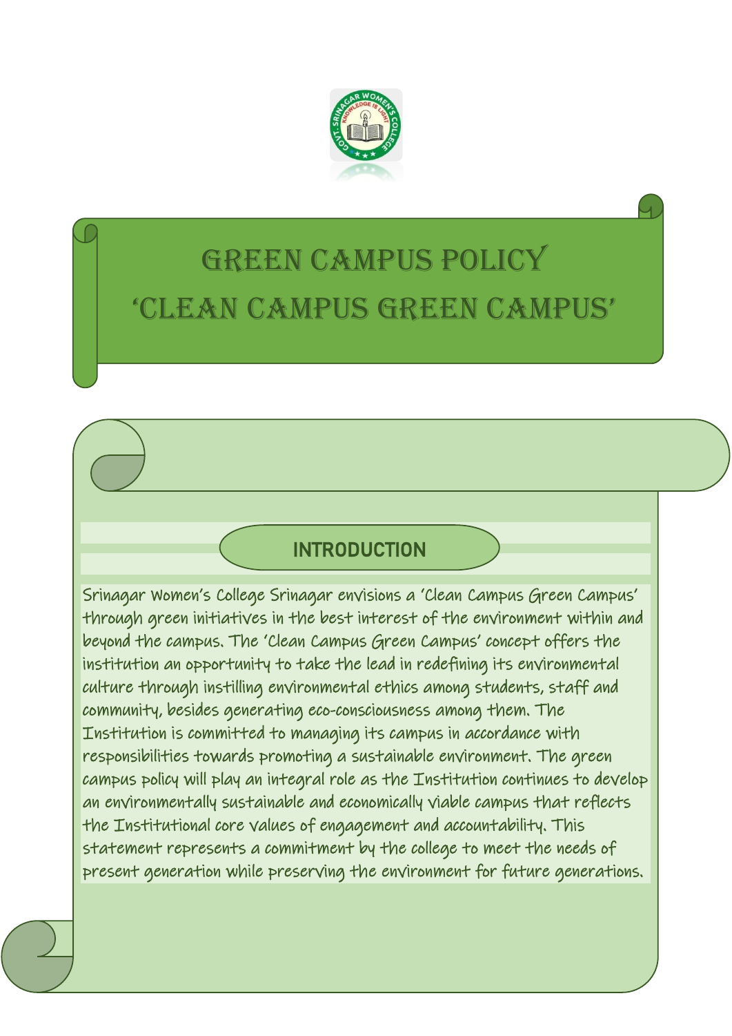# GREEN CAMPUS POLICY

# 'CLEAN CAMPUS GREEN CAMPUS'

## INTRODUCTION

Srinagar Women's College Srinagar envisions a 'Clean Campus Green Campus' through green initiatives in the best interest of the environment within and beyond the campus. The 'Clean Campus Green Campus' concept offers the institution an opportunity to take the lead in redefining its environmental culture through instilling environmental ethics among students, staff and community, besides generating eco-consciousness among them. The Institution is committed to managing its campus in accordance with responsibilities towards promoting a sustainable environment. The green campus policy will play an integral role as the Institution continues to develop an environmentally sustainable and economically viable campus that reflects the Institutional core values of engagement and accountability. This statement represents a commitment by the college to meet the needs of present generation while preserving the environment for future generations.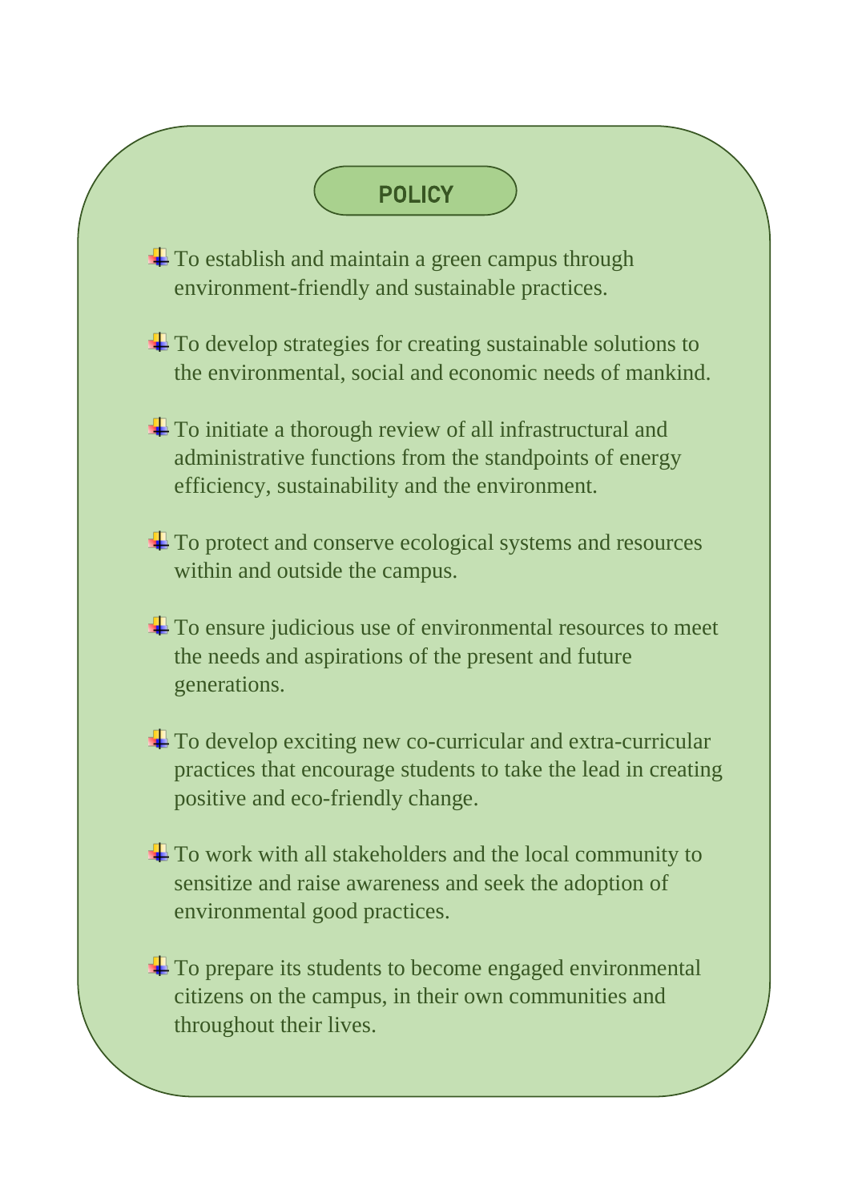## POLICY

- To establish and maintain a green campus through environment-friendly and sustainable practices.
- To develop strategies for creating sustainable solutions to the environmental, social and economic needs of mankind.
- To initiate a thorough review of all infrastructural and administrative functions from the standpoints of energy efficiency, sustainability and the environment.
- To protect and conserve ecological systems and resources within and outside the campus.
- To ensure judicious use of environmental resources to meet the needs and aspirations of the present and future generations.
- To develop exciting new co-curricular and extra-curricular practices that encourage students to take the lead in creating positive and eco-friendly change.
- To work with all stakeholders and the local community to sensitize and raise awareness and seek the adoption of environmental good practices.
- To prepare its students to become engaged environmental citizens on the campus, in their own communities and throughout their lives.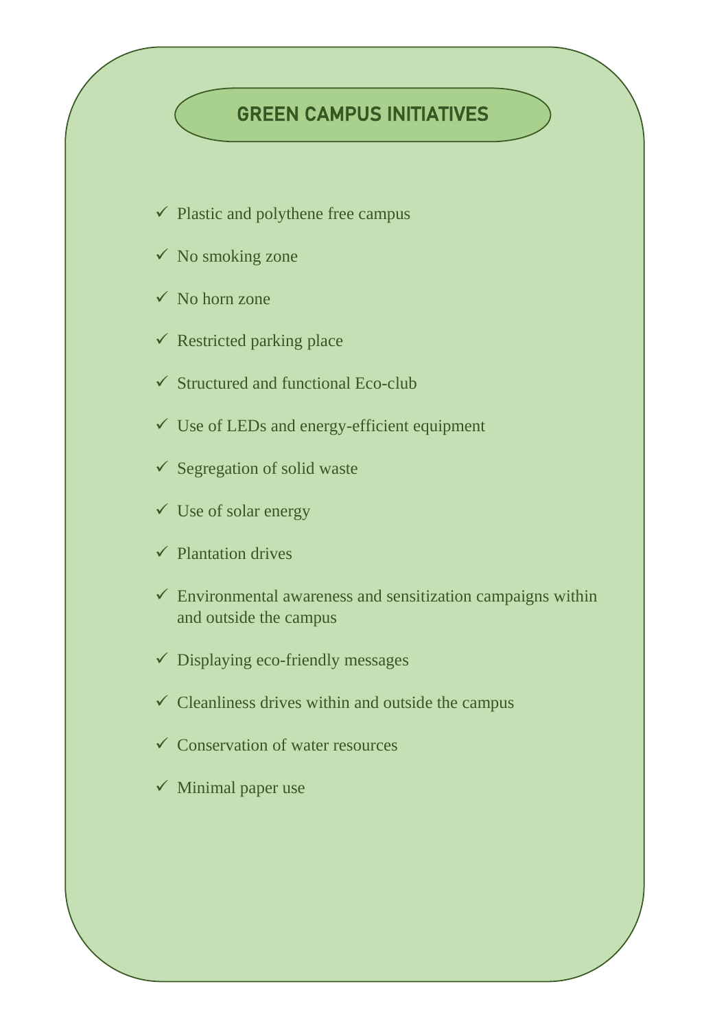## GREEN CAMPUS INITIATIVES

- ✓ Plastic and polythene free campus
- ✓ No smoking zone
- ✓ No horn zone
- ✓ Restricted parking place
- ✓ Structured and functional Eco-club
- ✓ Use of LEDs and energy-efficient equipment
- ✓ Segregation of solid waste
- ✓ Use of solar energy
- ✓ Plantation drives
- ✓ Environmental awareness and sensitization campaigns within and outside the campus
- ✓ Displaying eco-friendly messages
- ✓ Cleanliness drives within and outside the campus
- ✓ Conservation of water resources
- ✓ Minimal paper use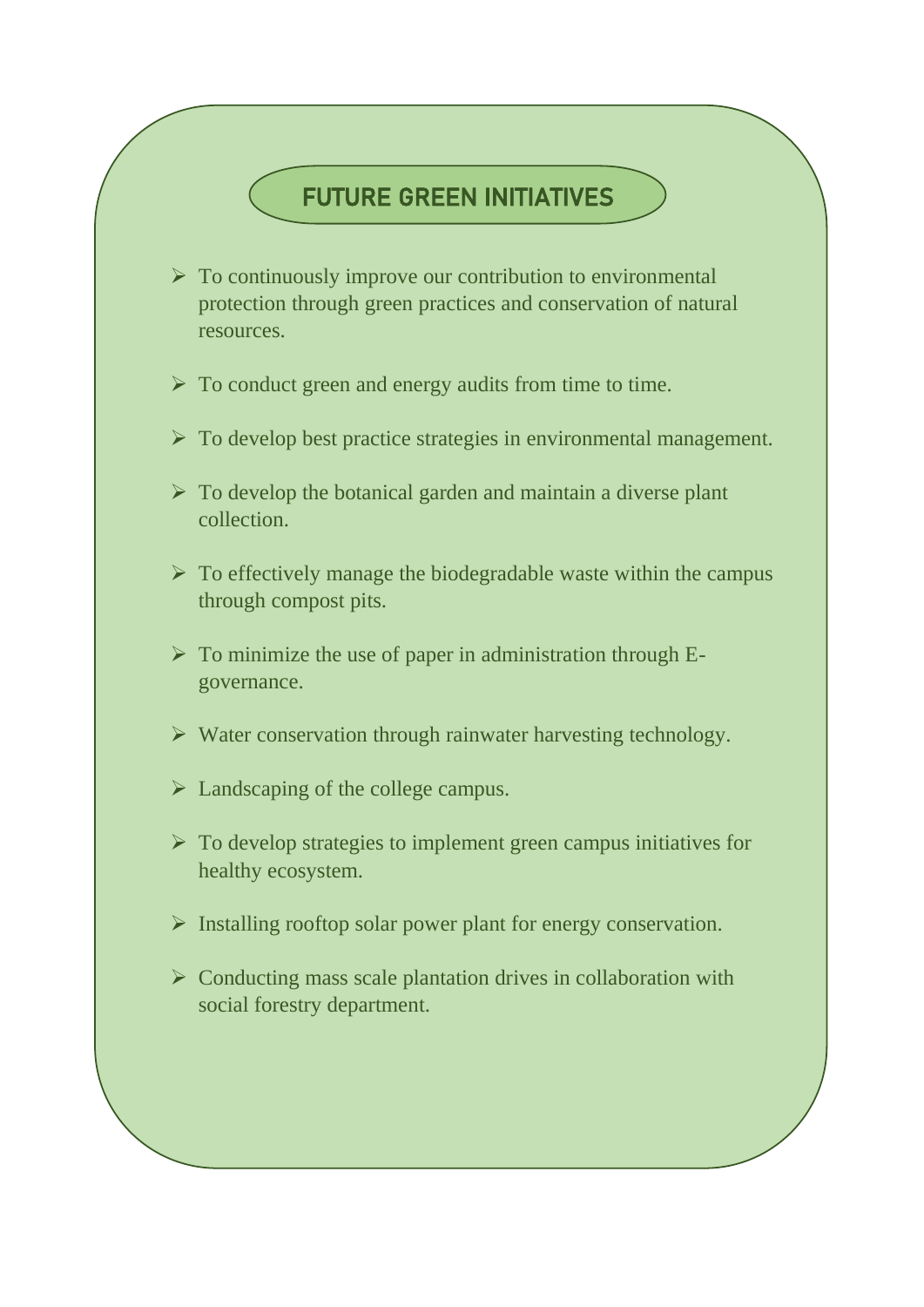## FUTURE GREEN INITIATIVES

- To continuously improve our contribution to environmental protection through green practices and conservation of natural resources.
- To conduct green and energy audits from time to time.
- To develop best practice strategies in environmental management.
- To develop the botanical garden and maintain a diverse plant collection.
- To effectively manage the biodegradable waste within the campus through compost pits.
- To minimize the use of paper in administration through E-governance.
- Water conservation through rainwater harvesting technology.
- Landscaping of the college campus.
- To develop strategies to implement green campus initiatives for healthy ecosystem.
- Installing rooftop solar power plant for energy conservation.
- Conducting mass scale plantation drives in collaboration with social forestry department.